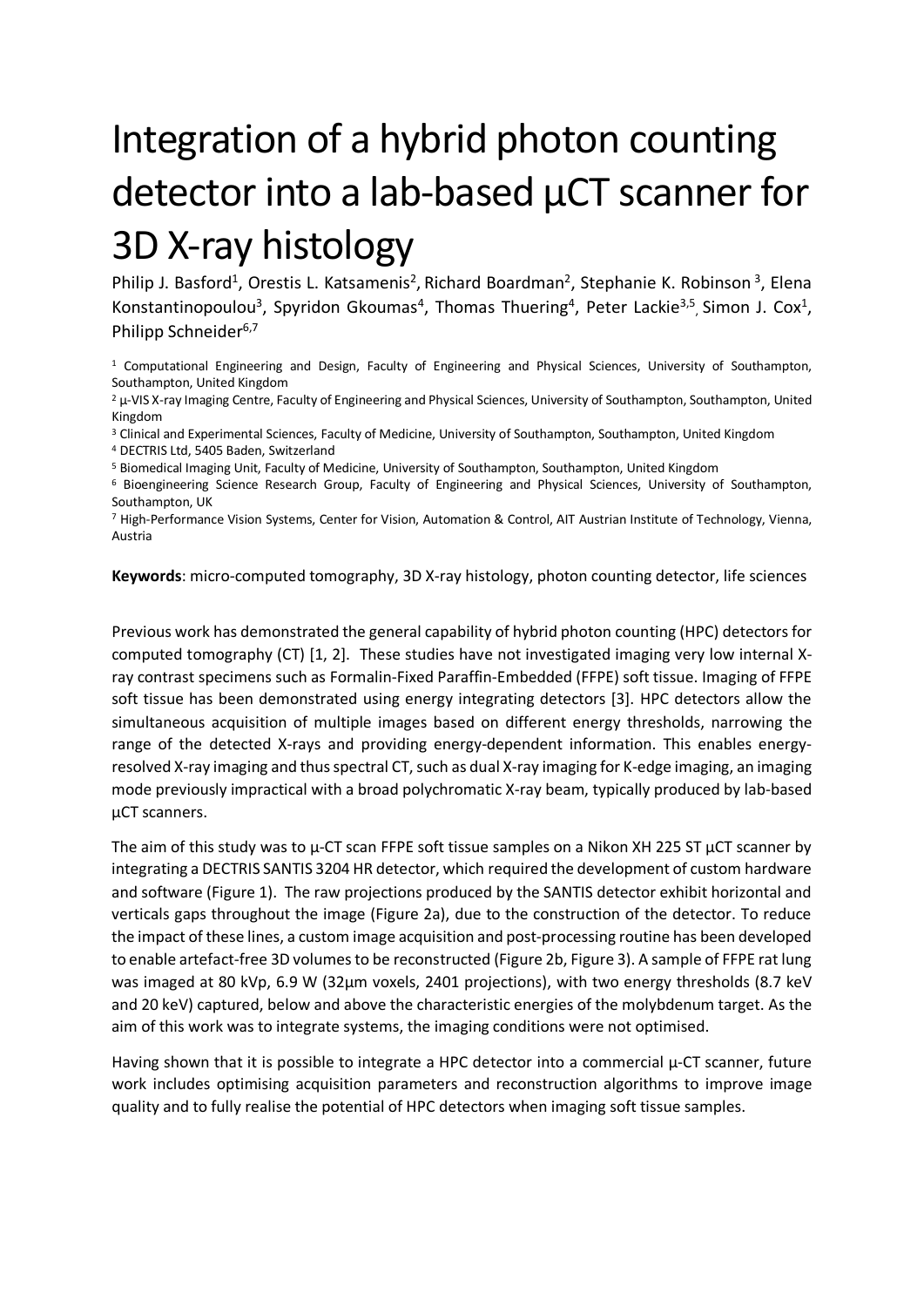# Integration of a hybrid photon counting detector into a lab-based µCT scanner for 3D X-ray histology

Philip J. Basford[1], Orestis L. Katsamenis[2], Richard Boardman[2], Stephanie K. Robinson [3], Elena Konstantinopoulou[3], Spyridon Gkoumas[4], Thomas Thuering[4], Peter Lackie[3,5], Simon J. Cox[1], Philipp Schneider[6,7]

[1] Computational Engineering and Design, Faculty of Engineering and Physical Sciences, University of Southampton, Southampton, United Kingdom

[2] µ-VIS X-ray Imaging Centre, Faculty of Engineering and Physical Sciences, University of Southampton, Southampton, United Kingdom

[3] Clinical and Experimental Sciences, Faculty of Medicine, University of Southampton, Southampton, United Kingdom

[4] DECTRIS Ltd, 5405 Baden, Switzerland

[5] Biomedical Imaging Unit, Faculty of Medicine, University of Southampton, Southampton, United Kingdom

[6] Bioengineering Science Research Group, Faculty of Engineering and Physical Sciences, University of Southampton, Southampton, UK

[7] High-Performance Vision Systems, Center for Vision, Automation & Control, AIT Austrian Institute of Technology, Vienna, Austria

**Keywords**: micro-computed tomography, 3D X-ray histology, photon counting detector, life sciences

Previous work has demonstrated the general capability of hybrid photon counting (HPC) detectors for computed tomography (CT) [1, 2]. These studies have not investigated imaging very low internal X-ray contrast specimens such as Formalin-Fixed Paraffin-Embedded (FFPE) soft tissue. Imaging of FFPE soft tissue has been demonstrated using energy integrating detectors [3]. HPC detectors allow the simultaneous acquisition of multiple images based on different energy thresholds, narrowing the range of the detected X-rays and providing energy-dependent information. This enables energy-resolved X-ray imaging and thus spectral CT, such as dual X-ray imaging for K-edge imaging, an imaging mode previously impractical with a broad polychromatic X-ray beam, typically produced by lab-based µCT scanners.

The aim of this study was to µ-CT scan FFPE soft tissue samples on a Nikon XH 225 ST µCT scanner by integrating a DECTRIS SANTIS 3204 HR detector, which required the development of custom hardware and software (Figure 1). The raw projections produced by the SANTIS detector exhibit horizontal and verticals gaps throughout the image (Figure 2a), due to the construction of the detector. To reduce the impact of these lines, a custom image acquisition and post-processing routine has been developed to enable artefact-free 3D volumes to be reconstructed (Figure 2b, Figure 3). A sample of FFPE rat lung was imaged at 80 kVp, 6.9 W (32µm voxels, 2401 projections), with two energy thresholds (8.7 keV and 20 keV) captured, below and above the characteristic energies of the molybdenum target. As the aim of this work was to integrate systems, the imaging conditions were not optimised.

Having shown that it is possible to integrate a HPC detector into a commercial µ-CT scanner, future work includes optimising acquisition parameters and reconstruction algorithms to improve image quality and to fully realise the potential of HPC detectors when imaging soft tissue samples.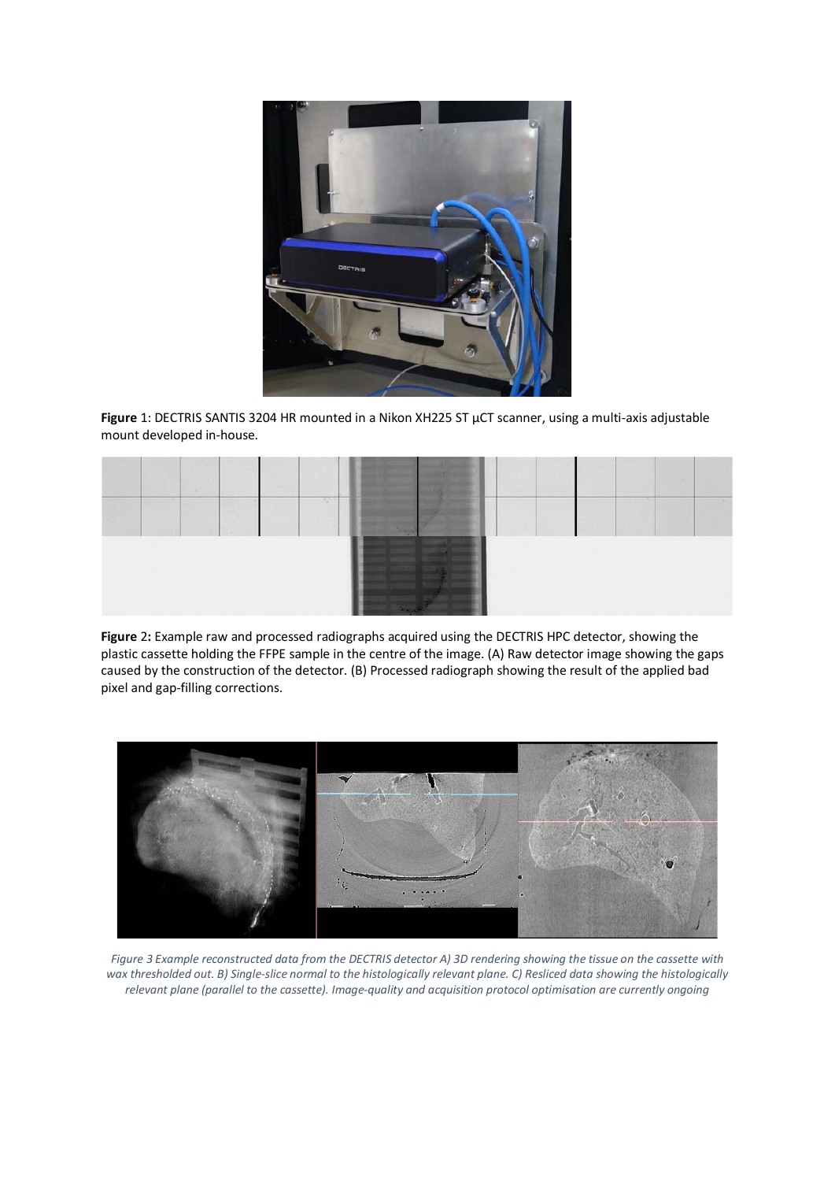**Figure** 1: DECTRIS SANTIS 3204 HR mounted in a Nikon XH225 ST µCT scanner, using a multi-axis adjustable mount developed in-house.

**Figure** 2**:** Example raw and processed radiographs acquired using the DECTRIS HPC detector, showing the plastic cassette holding the FFPE sample in the centre of the image. (A) Raw detector image showing the gaps caused by the construction of the detector. (B) Processed radiograph showing the result of the applied bad pixel and gap-filling corrections.

*Figure 3 Example reconstructed data from the DECTRIS detector A) 3D rendering showing the tissue on the cassette with wax thresholded out. B) Single-slice normal to the histologically relevant plane. C) Resliced data showing the histologically relevant plane (parallel to the cassette). Image-quality and acquisition protocol optimisation are currently ongoing*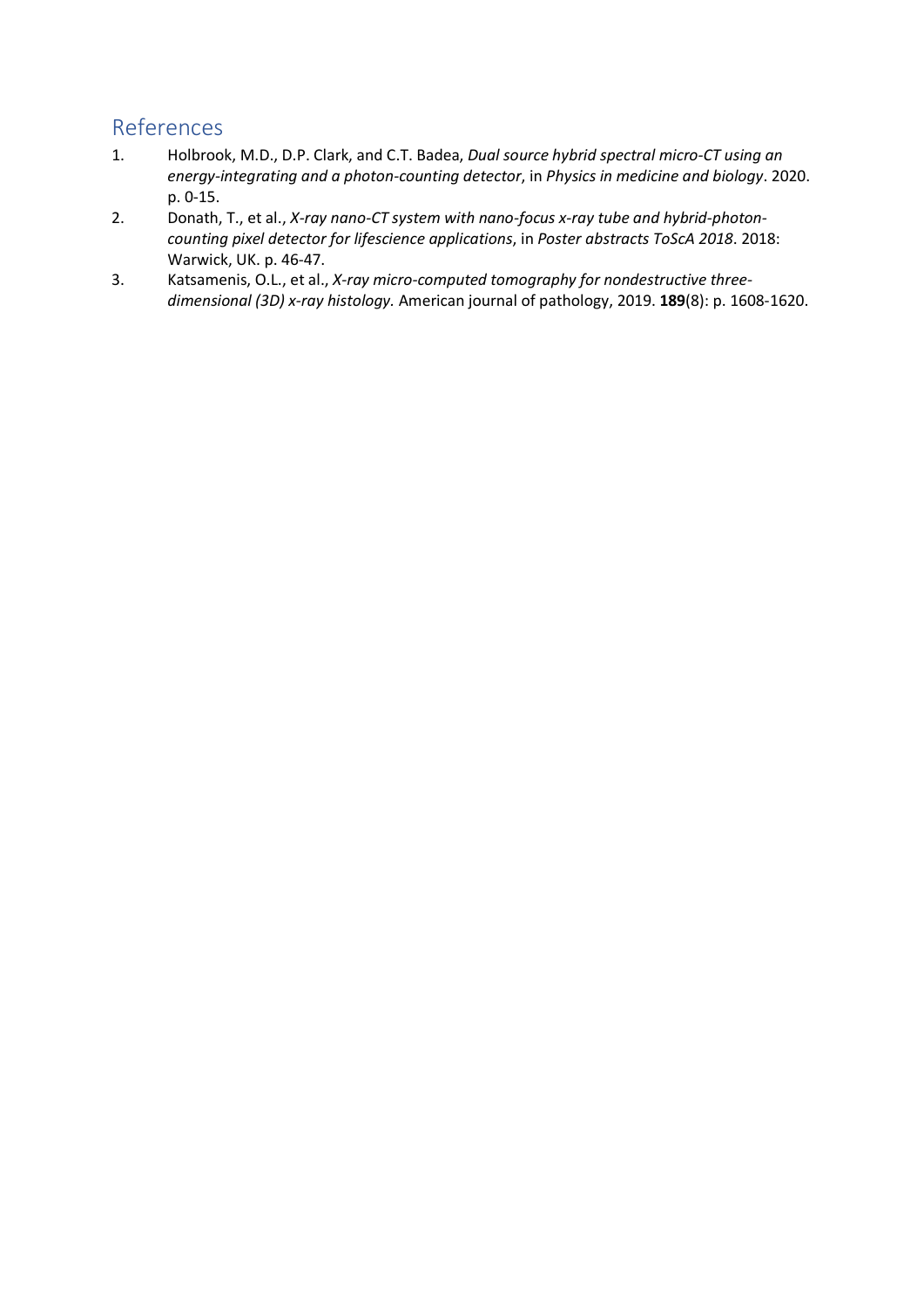## References

1. Holbrook, M.D., D.P. Clark, and C.T. Badea, *Dual source hybrid spectral micro-CT using an energy-integrating and a photon-counting detector*, in *Physics in medicine and biology*. 2020. p. 0-15.
2. Donath, T., et al., *X-ray nano-CT system with nano-focus x-ray tube and hybrid-photon-counting pixel detector for lifescience applications*, in *Poster abstracts ToScA 2018*. 2018: Warwick, UK. p. 46-47.
3. Katsamenis, O.L., et al., *X-ray micro-computed tomography for nondestructive three-dimensional (3D) x-ray histology.* American journal of pathology, 2019. **189**(8): p. 1608-1620.